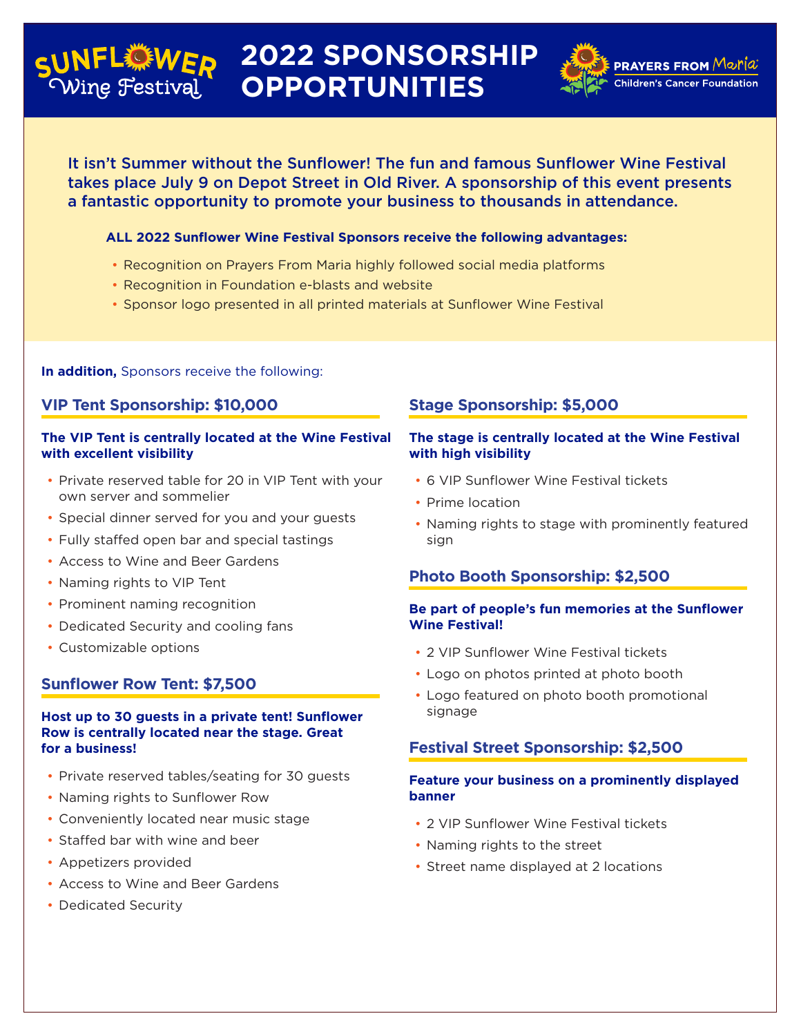# SUNFLOWER Wine Festival

# 2022 SPONSORSHIP OPPORTUNITIES

PRAYERS FROM Maria Children's Cancer Foundation

**It isn't Summer without the Sunflower! The fun and famous Sunflower Wine Festival takes place July 9 on Depot Street in Old River. A sponsorship of this event presents a fantastic opportunity to promote your business to thousands in attendance.**

**ALL 2022 Sunflower Wine Festival Sponsors receive the following advantages:**

- Recognition on Prayers From Maria highly followed social media platforms
- Recognition in Foundation e-blasts and website
- Sponsor logo presented in all printed materials at Sunflower Wine Festival

**In addition,** Sponsors receive the following:

## VIP Tent Sponsorship: $10,000

**The VIP Tent is centrally located at the Wine Festival with excellent visibility**

- Private reserved table for 20 in VIP Tent with your own server and sommelier
- Special dinner served for you and your guests
- Fully staffed open bar and special tastings
- Access to Wine and Beer Gardens
- Naming rights to VIP Tent
- Prominent naming recognition
- Dedicated Security and cooling fans
- Customizable options

## Sunflower Row Tent: $7,500

**Host up to 30 guests in a private tent! Sunflower Row is centrally located near the stage. Great for a business!**

- Private reserved tables/seating for 30 guests
- Naming rights to Sunflower Row
- Conveniently located near music stage
- Staffed bar with wine and beer
- Appetizers provided
- Access to Wine and Beer Gardens
- Dedicated Security

## Stage Sponsorship: $5,000

**The stage is centrally located at the Wine Festival with high visibility**

- 6 VIP Sunflower Wine Festival tickets
- Prime location
- Naming rights to stage with prominently featured sign

## Photo Booth Sponsorship: $2,500

**Be part of people's fun memories at the Sunflower Wine Festival!**

- 2 VIP Sunflower Wine Festival tickets
- Logo on photos printed at photo booth
- Logo featured on photo booth promotional signage

## Festival Street Sponsorship: $2,500

**Feature your business on a prominently displayed banner**

- 2 VIP Sunflower Wine Festival tickets
- Naming rights to the street
- Street name displayed at 2 locations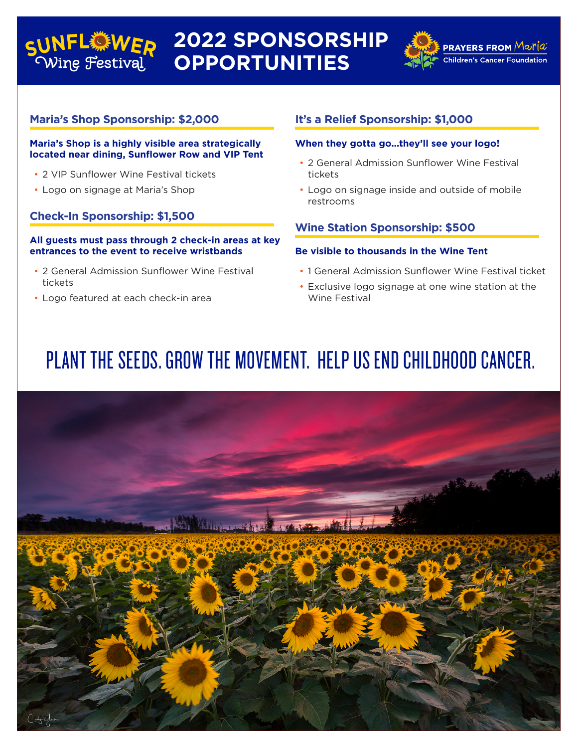# 2022 SPONSORSHIP OPPORTUNITIES

Sunflower Wine Festival

PRAYERS FROM Maria Children's Cancer Foundation

## Maria's Shop Sponsorship: $2,000

**Maria's Shop is a highly visible area strategically located near dining, Sunflower Row and VIP Tent**

- 2 VIP Sunflower Wine Festival tickets
- Logo on signage at Maria's Shop

## Check-In Sponsorship: $1,500

**All guests must pass through 2 check-in areas at key entrances to the event to receive wristbands**

- 2 General Admission Sunflower Wine Festival tickets
- Logo featured at each check-in area

## It's a Relief Sponsorship: $1,000

**When they gotta go...they'll see your logo!**

- 2 General Admission Sunflower Wine Festival tickets
- Logo on signage inside and outside of mobile restrooms

## Wine Station Sponsorship: $500

**Be visible to thousands in the Wine Tent**

- 1 General Admission Sunflower Wine Festival ticket
- Exclusive logo signage at one wine station at the Wine Festival

## PLANT THE SEEDS. GROW THE MOVEMENT. HELP US END CHILDHOOD CANCER.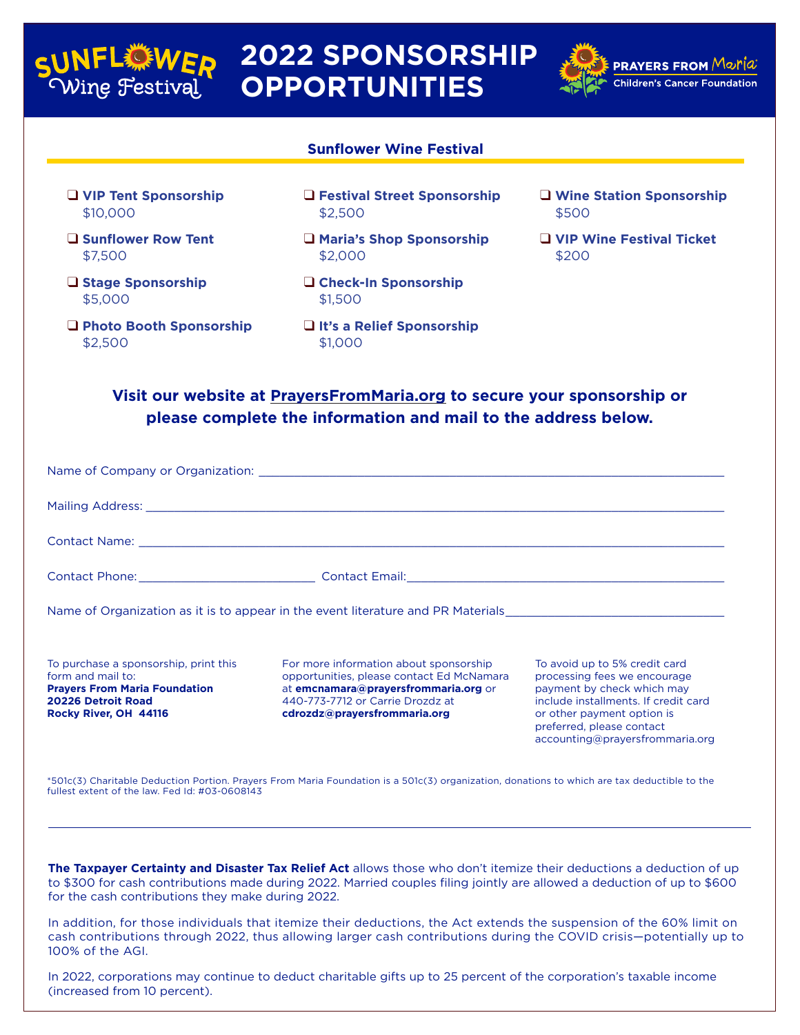# 2022 SPONSORSHIP OPPORTUNITIES

Sunflower Wine Festival

PRAYERS FROM Maria
Children's Cancer Foundation

## Sunflower Wine Festival

- ❑ **VIP Tent Sponsorship**
  $10,000
- ❑ **Sunflower Row Tent**
  $7,500
- ❑ **Stage Sponsorship**
  $5,000
- ❑ **Photo Booth Sponsorship**
  $2,500
- ❑ **Festival Street Sponsorship**
  $2,500
- ❑ **Maria's Shop Sponsorship**
  $2,000
- ❑ **Check-In Sponsorship**
  $1,500
- ❑ **It's a Relief Sponsorship**
  $1,000
- ❑ **Wine Station Sponsorship**
  $500
- ❑ **VIP Wine Festival Ticket**
  $200

**Visit our website at PrayersFromMaria.org to secure your sponsorship or please complete the information and mail to the address below.**

Name of Company or Organization: ____________________

Mailing Address: ____________________

Contact Name: ____________________

Contact Phone: ____________________ Contact Email: ____________________

Name of Organization as it is to appear in the event literature and PR Materials ____________________

To purchase a sponsorship, print this form and mail to:
**Prayers From Maria Foundation**
**20226 Detroit Road**
**Rocky River, OH 44116**

For more information about sponsorship opportunities, please contact Ed McNamara at **emcnamara@prayersfrommaria.org** or 440-773-7712 or Carrie Drozdz at **cdrozdz@prayersfrommaria.org**

To avoid up to 5% credit card processing fees we encourage payment by check which may include installments. If credit card or other payment option is preferred, please contact accounting@prayersfrommaria.org

*501c(3) Charitable Deduction Portion. Prayers From Maria Foundation is a 501c(3) organization, donations to which are tax deductible to the fullest extent of the law. Fed Id: #03-0608143

---

**The Taxpayer Certainty and Disaster Tax Relief Act** allows those who don't itemize their deductions a deduction of up to $300 for cash contributions made during 2022. Married couples filing jointly are allowed a deduction of up to $600 for the cash contributions they make during 2022.

In addition, for those individuals that itemize their deductions, the Act extends the suspension of the 60% limit on cash contributions through 2022, thus allowing larger cash contributions during the COVID crisis—potentially up to 100% of the AGI.

In 2022, corporations may continue to deduct charitable gifts up to 25 percent of the corporation's taxable income (increased from 10 percent).